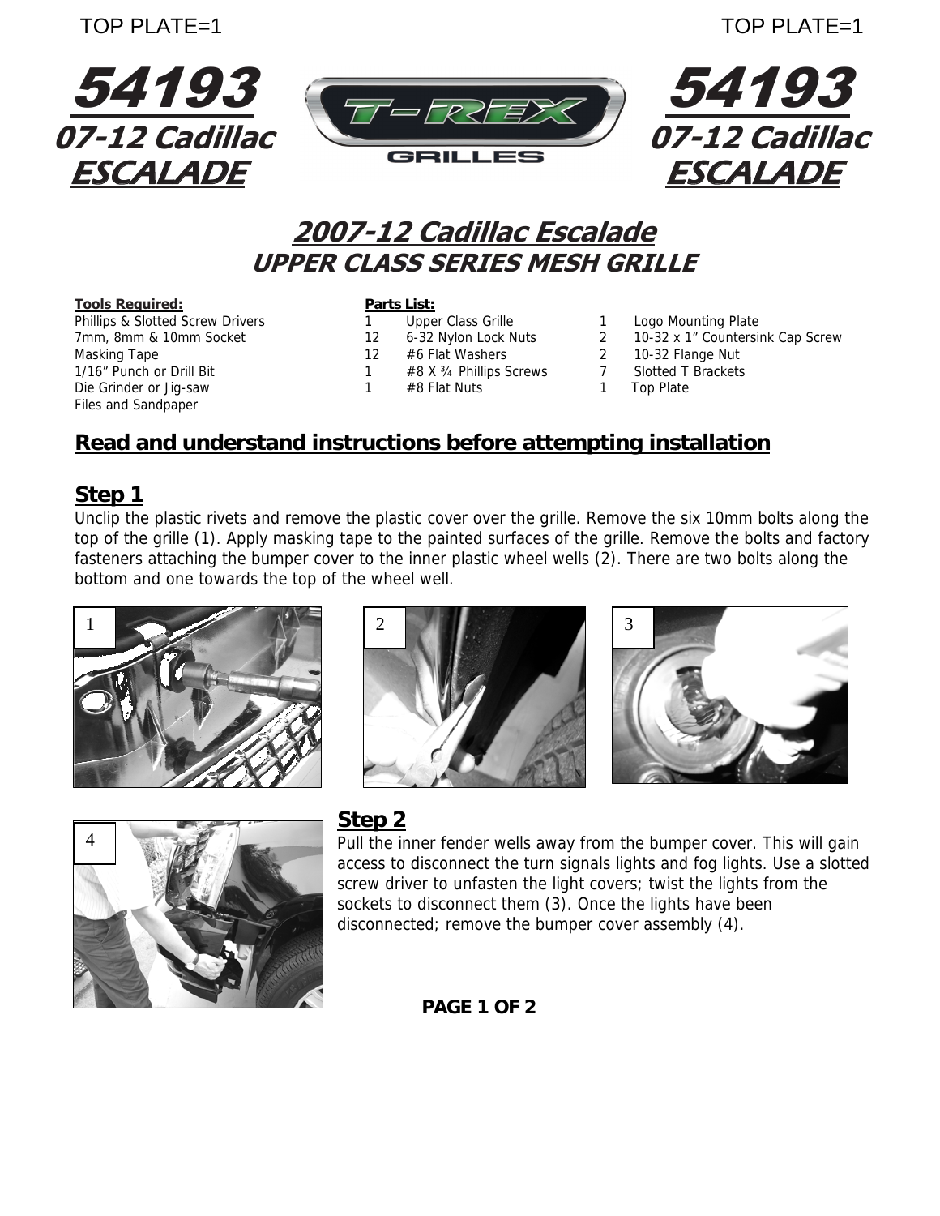TOP PLATE=1

TOP PLATE=1

# 54193 07-12 Cadillac ESCALADE

## 2007-12 Cadillac Escalade
## UPPER CLASS SERIES MESH GRILLE

**Tools Required:**

- Phillips & Slotted Screw Drivers
- 7mm, 8mm & 10mm Socket
- Masking Tape
- 1/16" Punch or Drill Bit
- Die Grinder or Jig-saw
- Files and Sandpaper

**Parts List:**

| Qty | Part | Qty | Part |
|---|---|---|---|
| 1 | Upper Class Grille | 1 | Logo Mounting Plate |
| 12 | 6-32 Nylon Lock Nuts | 2 | 10-32 x 1" Countersink Cap Screw |
| 12 | #6 Flat Washers | 2 | 10-32 Flange Nut |
| 1 | #8 X ¾ Phillips Screws | 7 | Slotted T Brackets |
| 1 | #8 Flat Nuts | 1 | Top Plate |

## Read and understand instructions before attempting installation

### Step 1

Unclip the plastic rivets and remove the plastic cover over the grille. Remove the six 10mm bolts along the top of the grille (1). Apply masking tape to the painted surfaces of the grille. Remove the bolts and factory fasteners attaching the bumper cover to the inner plastic wheel wells (2). There are two bolts along the bottom and one towards the top of the wheel well.

1

2

3

4

### Step 2

Pull the inner fender wells away from the bumper cover. This will gain access to disconnect the turn signals lights and fog lights. Use a slotted screw driver to unfasten the light covers; twist the lights from the sockets to disconnect them (3). Once the lights have been disconnected; remove the bumper cover assembly (4).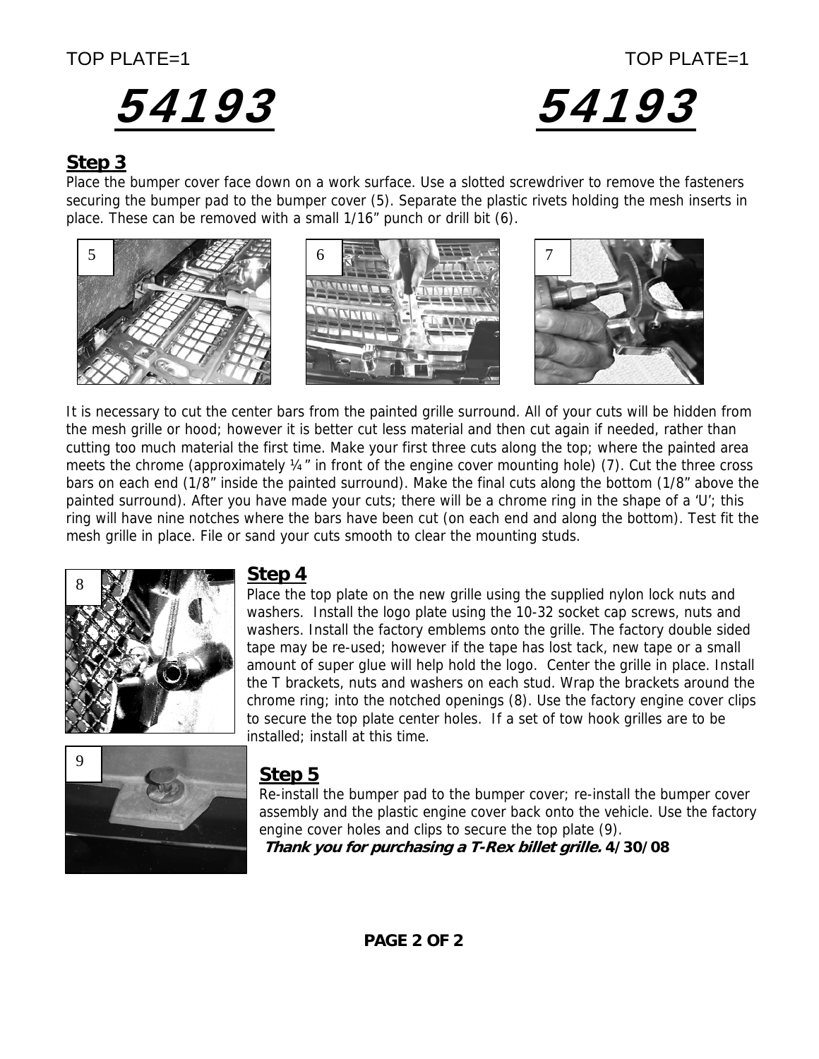TOP PLATE=1 TOP PLATE=1

# 54193 54193

## Step 3

Place the bumper cover face down on a work surface. Use a slotted screwdriver to remove the fasteners securing the bumper pad to the bumper cover (5). Separate the plastic rivets holding the mesh inserts in place. These can be removed with a small 1/16" punch or drill bit (6).

5

6

7

It is necessary to cut the center bars from the painted grille surround. All of your cuts will be hidden from the mesh grille or hood; however it is better cut less material and then cut again if needed, rather than cutting too much material the first time. Make your first three cuts along the top; where the painted area meets the chrome (approximately ¼" in front of the engine cover mounting hole) (7). Cut the three cross bars on each end (1/8" inside the painted surround). Make the final cuts along the bottom (1/8" above the painted surround). After you have made your cuts; there will be a chrome ring in the shape of a 'U'; this ring will have nine notches where the bars have been cut (on each end and along the bottom). Test fit the mesh grille in place. File or sand your cuts smooth to clear the mounting studs.

8

## Step 4

Place the top plate on the new grille using the supplied nylon lock nuts and washers. Install the logo plate using the 10-32 socket cap screws, nuts and washers. Install the factory emblems onto the grille. The factory double sided tape may be re-used; however if the tape has lost tack, new tape or a small amount of super glue will help hold the logo. Center the grille in place. Install the T brackets, nuts and washers on each stud. Wrap the brackets around the chrome ring; into the notched openings (8). Use the factory engine cover clips to secure the top plate center holes. If a set of tow hook grilles are to be installed; install at this time.

9

## Step 5

Re-install the bumper pad to the bumper cover; re-install the bumper cover assembly and the plastic engine cover back onto the vehicle. Use the factory engine cover holes and clips to secure the top plate (9).

***Thank you for purchasing a T-Rex billet grille.*** **4/30/08**